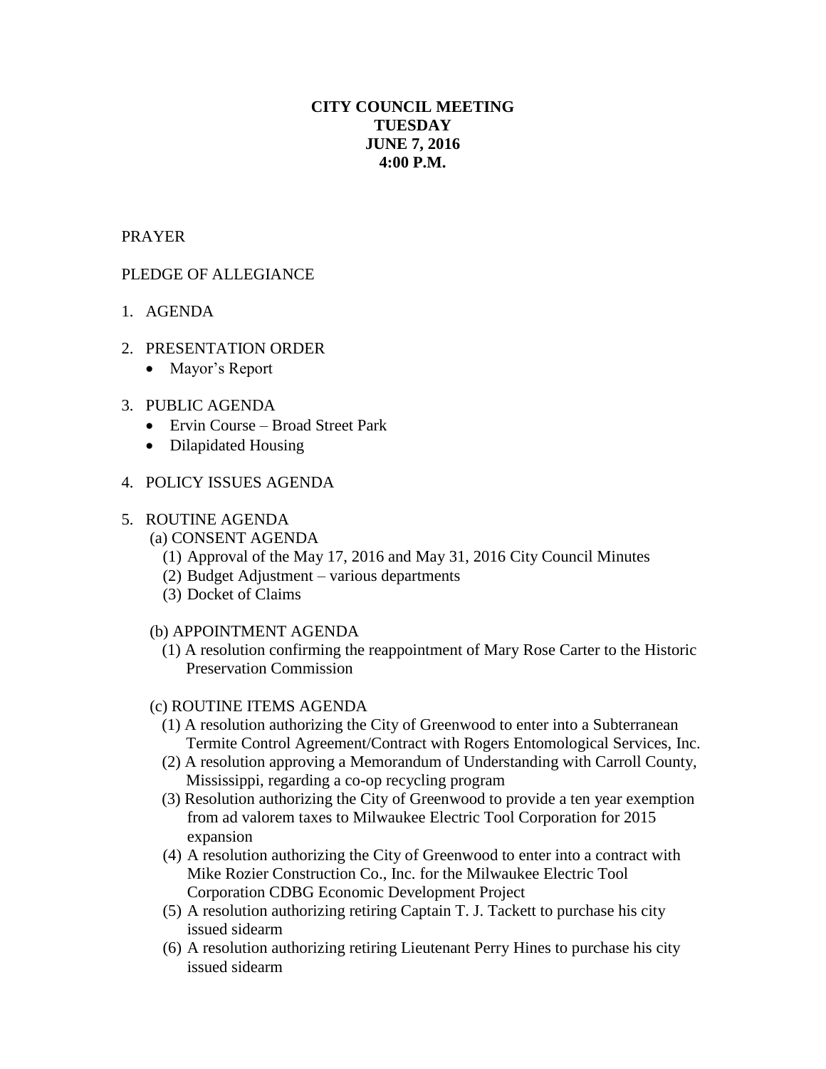# CITY COUNCIL MEETING
# TUESDAY
# JUNE 7, 2016
# 4:00 P.M.

PRAYER

PLEDGE OF ALLEGIANCE

1. AGENDA

2. PRESENTATION ORDER
   - Mayor's Report

3. PUBLIC AGENDA
   - Ervin Course – Broad Street Park
   - Dilapidated Housing

4. POLICY ISSUES AGENDA

5. ROUTINE AGENDA

   (a) CONSENT AGENDA

   (1) Approval of the May 17, 2016 and May 31, 2016 City Council Minutes
   (2) Budget Adjustment – various departments
   (3) Docket of Claims

   (b) APPOINTMENT AGENDA

   (1) A resolution confirming the reappointment of Mary Rose Carter to the Historic Preservation Commission

   (c) ROUTINE ITEMS AGENDA

   (1) A resolution authorizing the City of Greenwood to enter into a Subterranean Termite Control Agreement/Contract with Rogers Entomological Services, Inc.
   (2) A resolution approving a Memorandum of Understanding with Carroll County, Mississippi, regarding a co-op recycling program
   (3) Resolution authorizing the City of Greenwood to provide a ten year exemption from ad valorem taxes to Milwaukee Electric Tool Corporation for 2015 expansion
   (4) A resolution authorizing the City of Greenwood to enter into a contract with Mike Rozier Construction Co., Inc. for the Milwaukee Electric Tool Corporation CDBG Economic Development Project
   (5) A resolution authorizing retiring Captain T. J. Tackett to purchase his city issued sidearm
   (6) A resolution authorizing retiring Lieutenant Perry Hines to purchase his city issued sidearm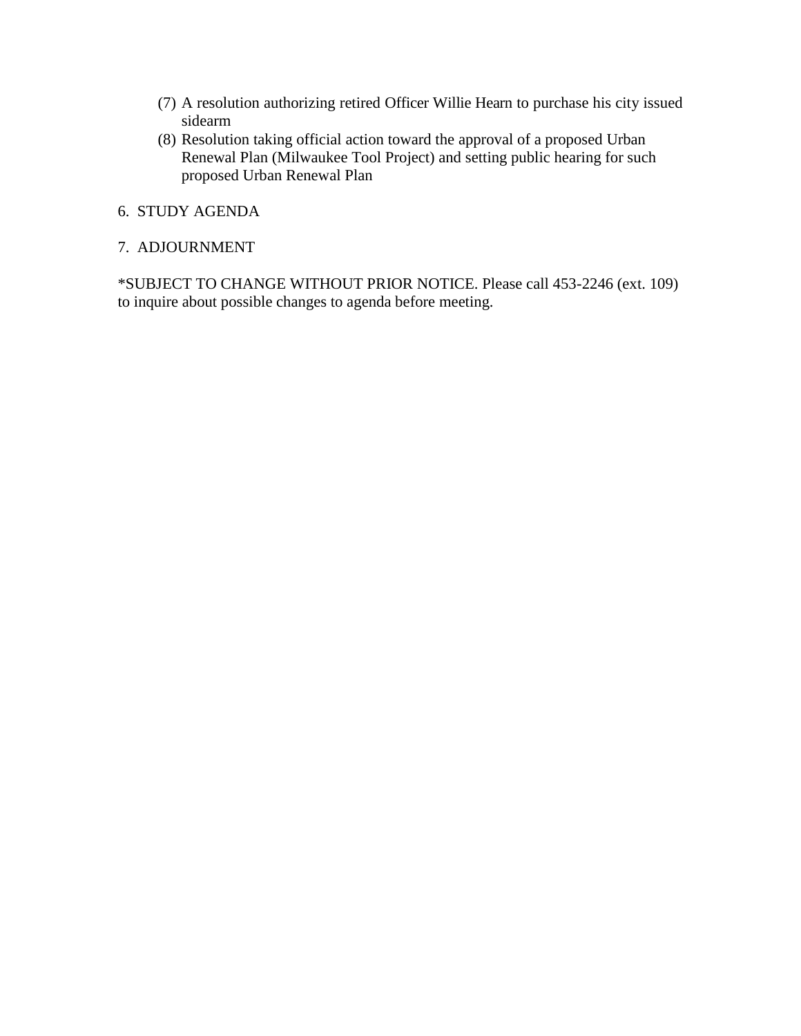(7) A resolution authorizing retired Officer Willie Hearn to purchase his city issued sidearm

(8) Resolution taking official action toward the approval of a proposed Urban Renewal Plan (Milwaukee Tool Project) and setting public hearing for such proposed Urban Renewal Plan

6. STUDY AGENDA

7. ADJOURNMENT

*SUBJECT TO CHANGE WITHOUT PRIOR NOTICE. Please call 453-2246 (ext. 109) to inquire about possible changes to agenda before meeting.